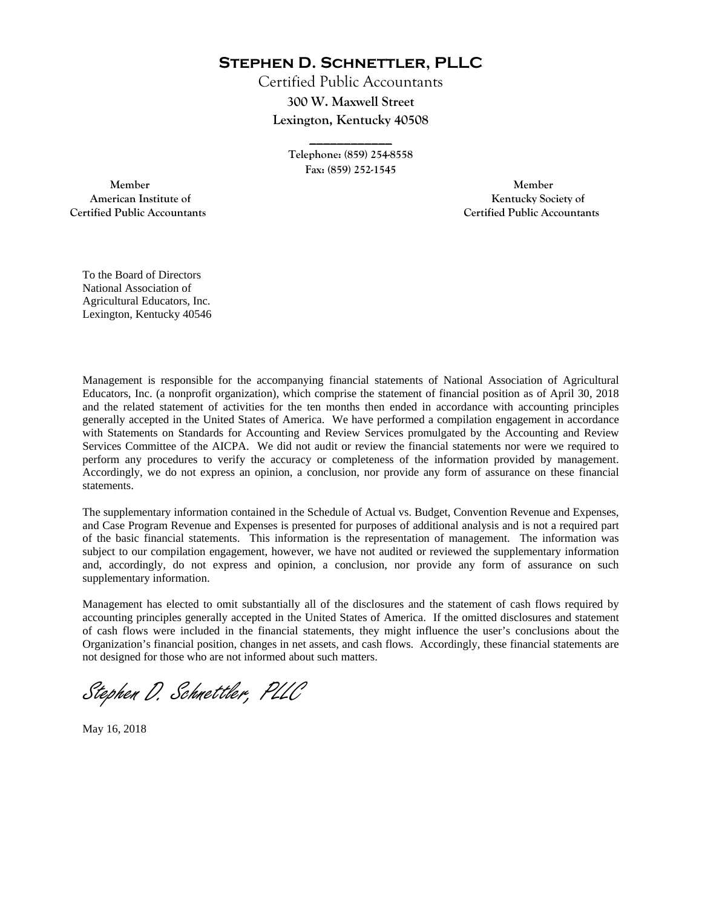# STEPHEN D. SCHNETTLER, PLLC

Certified Public Accountants

**300 W. Maxwell Street**

**Lexington, Kentucky 40508**

---

**Telephone: (859) 254-8558**

**Fax: (859) 252-1545**

**Member**
**American Institute of**
**Certified Public Accountants**

**Member**
**Kentucky Society of**
**Certified Public Accountants**

To the Board of Directors
National Association of
Agricultural Educators, Inc.
Lexington, Kentucky 40546

Management is responsible for the accompanying financial statements of National Association of Agricultural Educators, Inc. (a nonprofit organization), which comprise the statement of financial position as of April 30, 2018 and the related statement of activities for the ten months then ended in accordance with accounting principles generally accepted in the United States of America. We have performed a compilation engagement in accordance with Statements on Standards for Accounting and Review Services promulgated by the Accounting and Review Services Committee of the AICPA. We did not audit or review the financial statements nor were we required to perform any procedures to verify the accuracy or completeness of the information provided by management. Accordingly, we do not express an opinion, a conclusion, nor provide any form of assurance on these financial statements.

The supplementary information contained in the Schedule of Actual vs. Budget, Convention Revenue and Expenses, and Case Program Revenue and Expenses is presented for purposes of additional analysis and is not a required part of the basic financial statements. This information is the representation of management. The information was subject to our compilation engagement, however, we have not audited or reviewed the supplementary information and, accordingly, do not express and opinion, a conclusion, nor provide any form of assurance on such supplementary information.

Management has elected to omit substantially all of the disclosures and the statement of cash flows required by accounting principles generally accepted in the United States of America. If the omitted disclosures and statement of cash flows were included in the financial statements, they might influence the user's conclusions about the Organization's financial position, changes in net assets, and cash flows. Accordingly, these financial statements are not designed for those who are not informed about such matters.

*Stephen D. Schnettler, PLLC*

May 16, 2018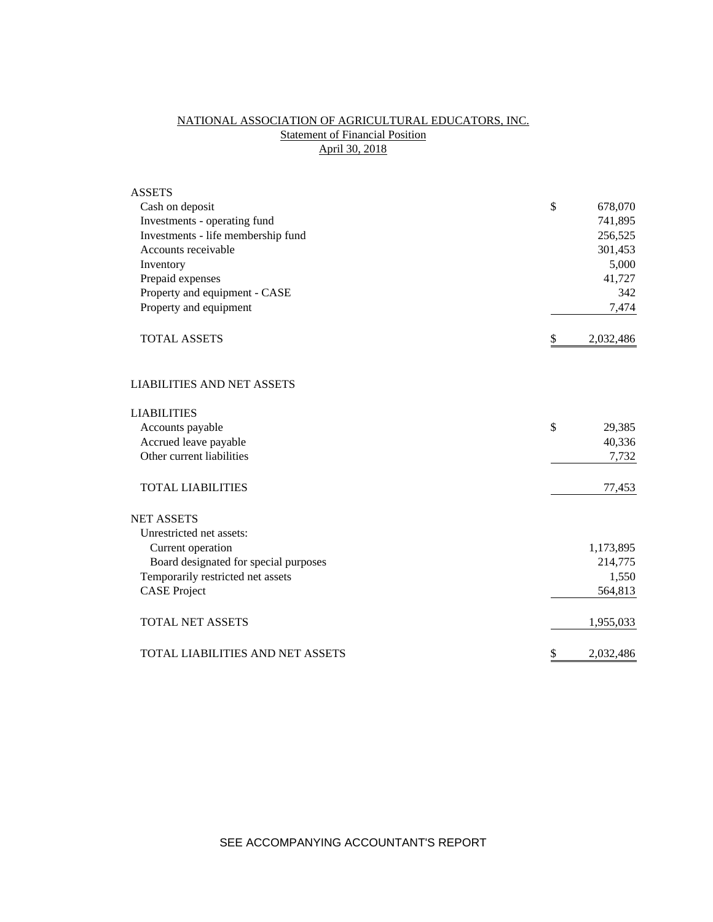# NATIONAL ASSOCIATION OF AGRICULTURAL EDUCATORS, INC.

## Statement of Financial Position

### April 30, 2018

| | | |
|---|---|---|
| **ASSETS** | | |
| Cash on deposit | $ | 678,070 |
| Investments - operating fund | | 741,895 |
| Investments - life membership fund | | 256,525 |
| Accounts receivable | | 301,453 |
| Inventory | | 5,000 |
| Prepaid expenses | | 41,727 |
| Property and equipment - CASE | | 342 |
| Property and equipment | | 7,474 |
| TOTAL ASSETS | $ | 2,032,486 |
| | | |
| **LIABILITIES AND NET ASSETS** | | |
| | | |
| **LIABILITIES** | | |
| Accounts payable | $ | 29,385 |
| Accrued leave payable | | 40,336 |
| Other current liabilities | | 7,732 |
| TOTAL LIABILITIES | | 77,453 |
| | | |
| **NET ASSETS** | | |
| Unrestricted net assets: | | |
| Current operation | | 1,173,895 |
| Board designated for special purposes | | 214,775 |
| Temporarily restricted net assets | | 1,550 |
| CASE Project | | 564,813 |
| TOTAL NET ASSETS | | 1,955,033 |
| | | |
| TOTAL LIABILITIES AND NET ASSETS | $ | 2,032,486 |

SEE ACCOMPANYING ACCOUNTANT'S REPORT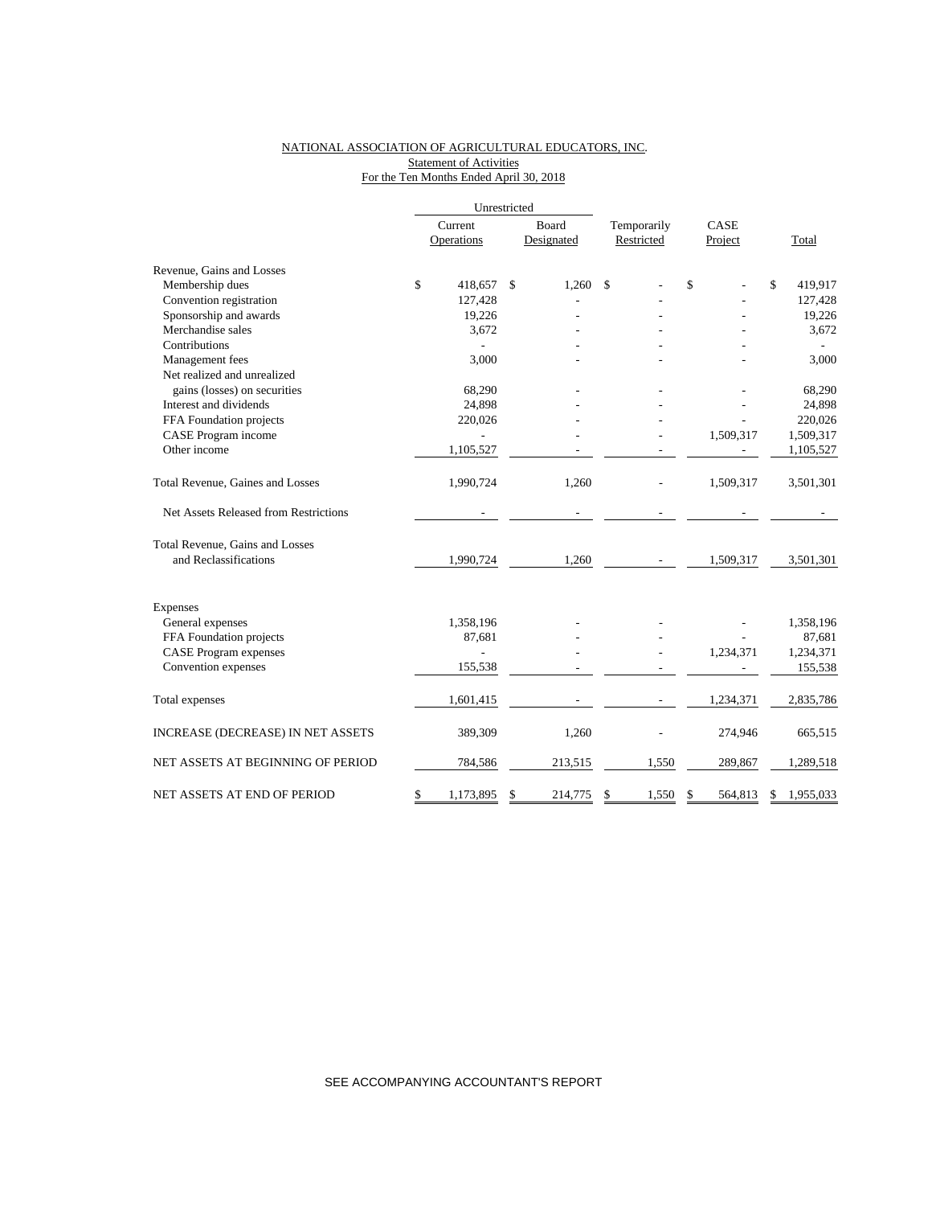# NATIONAL ASSOCIATION OF AGRICULTURAL EDUCATORS, INC.

## Statement of Activities

### For the Ten Months Ended April 30, 2018

| | Unrestricted | | | | |
|---|---|---|---|---|---|
| | Current Operations | Board Designated | Temporarily Restricted | CASE Project | Total |
| **Revenue, Gains and Losses** | | | | | |
| Membership dues | $ 418,657 | $ 1,260 | $ - | $ - | $ 419,917 |
| Convention registration | 127,428 | - | - | - | 127,428 |
| Sponsorship and awards | 19,226 | - | - | - | 19,226 |
| Merchandise sales | 3,672 | - | - | - | 3,672 |
| Contributions | - | - | - | - | - |
| Management fees | 3,000 | - | - | - | 3,000 |
| Net realized and unrealized gains (losses) on securities | 68,290 | - | - | - | 68,290 |
| Interest and dividends | 24,898 | - | - | - | 24,898 |
| FFA Foundation projects | 220,026 | - | - | - | 220,026 |
| CASE Program income | - | - | - | 1,509,317 | 1,509,317 |
| Other income | 1,105,527 | - | - | - | 1,105,527 |
| Total Revenue, Gaines and Losses | 1,990,724 | 1,260 | - | 1,509,317 | 3,501,301 |
| Net Assets Released from Restrictions | - | - | - | - | - |
| Total Revenue, Gains and Losses and Reclassifications | 1,990,724 | 1,260 | - | 1,509,317 | 3,501,301 |
| **Expenses** | | | | | |
| General expenses | 1,358,196 | - | - | - | 1,358,196 |
| FFA Foundation projects | 87,681 | - | - | - | 87,681 |
| CASE Program expenses | - | - | - | 1,234,371 | 1,234,371 |
| Convention expenses | 155,538 | - | - | - | 155,538 |
| Total expenses | 1,601,415 | - | - | 1,234,371 | 2,835,786 |
| INCREASE (DECREASE) IN NET ASSETS | 389,309 | 1,260 | - | 274,946 | 665,515 |
| NET ASSETS AT BEGINNING OF PERIOD | 784,586 | 213,515 | 1,550 | 289,867 | 1,289,518 |
| NET ASSETS AT END OF PERIOD | $ 1,173,895 | $ 214,775 | $ 1,550 | $ 564,813 | $ 1,955,033 |

SEE ACCOMPANYING ACCOUNTANT'S REPORT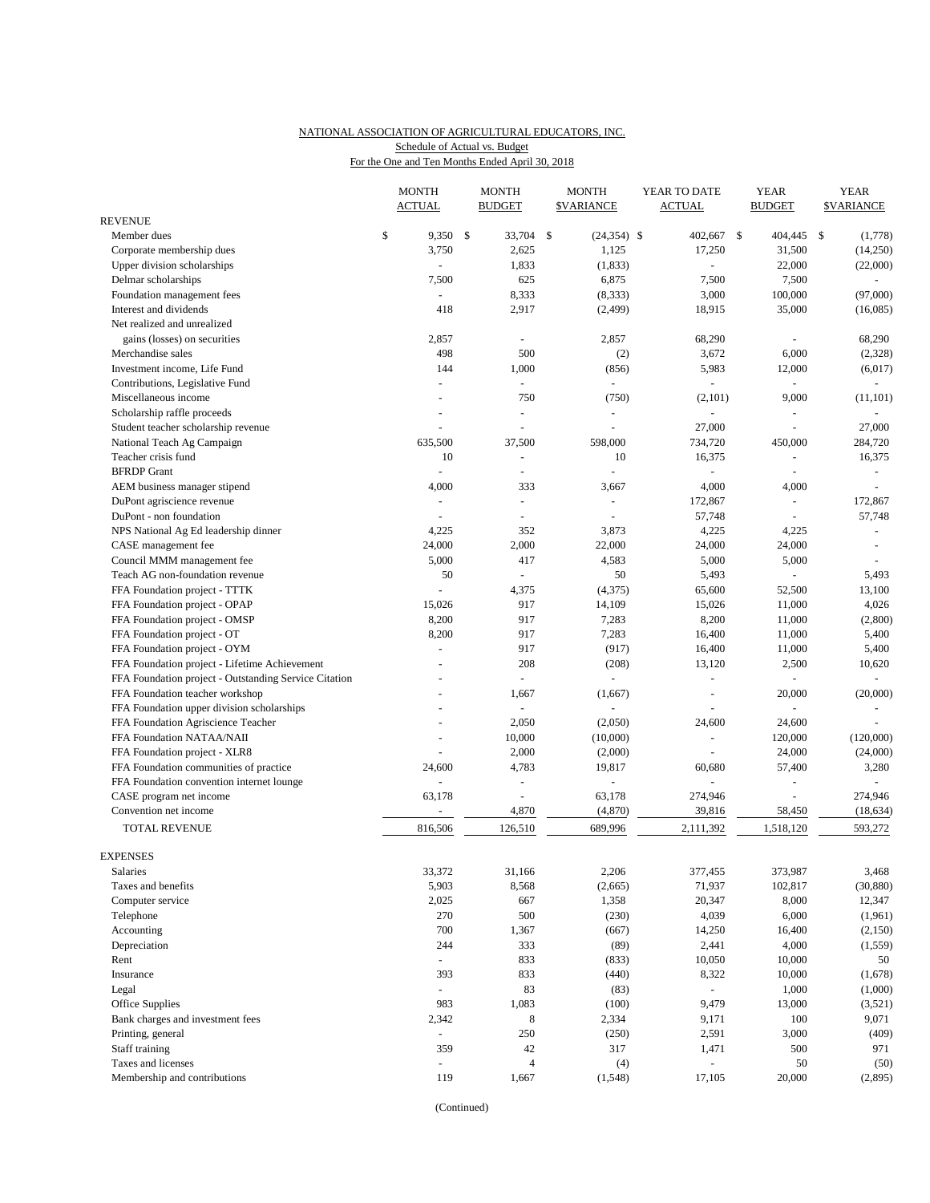NATIONAL ASSOCIATION OF AGRICULTURAL EDUCATORS, INC.
Schedule of Actual vs. Budget
For the One and Ten Months Ended April 30, 2018

| | MONTH ACTUAL | MONTH BUDGET | MONTH $VARIANCE | YEAR TO DATE ACTUAL | YEAR BUDGET | YEAR $VARIANCE |
|---|---|---|---|---|---|---|
| **REVENUE** | | | | | | |
| Member dues | $ 9,350 | $ 33,704 | $ (24,354) | $ 402,667 | $ 404,445 | $ (1,778) |
| Corporate membership dues | 3,750 | 2,625 | 1,125 | 17,250 | 31,500 | (14,250) |
| Upper division scholarships | - | 1,833 | (1,833) | - | 22,000 | (22,000) |
| Delmar scholarships | 7,500 | 625 | 6,875 | 7,500 | 7,500 | - |
| Foundation management fees | - | 8,333 | (8,333) | 3,000 | 100,000 | (97,000) |
| Interest and dividends | 418 | 2,917 | (2,499) | 18,915 | 35,000 | (16,085) |
| Net realized and unrealized gains (losses) on securities | 2,857 | - | 2,857 | 68,290 | - | 68,290 |
| Merchandise sales | 498 | 500 | (2) | 3,672 | 6,000 | (2,328) |
| Investment income, Life Fund | 144 | 1,000 | (856) | 5,983 | 12,000 | (6,017) |
| Contributions, Legislative Fund | - | - | - | - | - | - |
| Miscellaneous income | - | 750 | (750) | (2,101) | 9,000 | (11,101) |
| Scholarship raffle proceeds | - | - | - | - | - | - |
| Student teacher scholarship revenue | - | - | - | 27,000 | - | 27,000 |
| National Teach Ag Campaign | 635,500 | 37,500 | 598,000 | 734,720 | 450,000 | 284,720 |
| Teacher crisis fund | 10 | - | 10 | 16,375 | - | 16,375 |
| BFRDP Grant | - | - | - | - | - | - |
| AEM business manager stipend | 4,000 | 333 | 3,667 | 4,000 | 4,000 | - |
| DuPont agriscience revenue | - | - | - | 172,867 | - | 172,867 |
| DuPont - non foundation | - | - | - | 57,748 | - | 57,748 |
| NPS National Ag Ed leadership dinner | 4,225 | 352 | 3,873 | 4,225 | 4,225 | - |
| CASE management fee | 24,000 | 2,000 | 22,000 | 24,000 | 24,000 | - |
| Council MMM management fee | 5,000 | 417 | 4,583 | 5,000 | 5,000 | - |
| Teach AG non-foundation revenue | 50 | - | 50 | 5,493 | - | 5,493 |
| FFA Foundation project - TTTK | - | 4,375 | (4,375) | 65,600 | 52,500 | 13,100 |
| FFA Foundation project - OPAP | 15,026 | 917 | 14,109 | 15,026 | 11,000 | 4,026 |
| FFA Foundation project - OMSP | 8,200 | 917 | 7,283 | 8,200 | 11,000 | (2,800) |
| FFA Foundation project - OT | 8,200 | 917 | 7,283 | 16,400 | 11,000 | 5,400 |
| FFA Foundation project - OYM | - | 917 | (917) | 16,400 | 11,000 | 5,400 |
| FFA Foundation project - Lifetime Achievement | - | 208 | (208) | 13,120 | 2,500 | 10,620 |
| FFA Foundation project - Outstanding Service Citation | - | - | - | - | - | - |
| FFA Foundation teacher workshop | - | 1,667 | (1,667) | - | 20,000 | (20,000) |
| FFA Foundation upper division scholarships | - | - | - | - | - | - |
| FFA Foundation Agriscience Teacher | - | 2,050 | (2,050) | 24,600 | 24,600 | - |
| FFA Foundation NATAA/NAII | - | 10,000 | (10,000) | - | 120,000 | (120,000) |
| FFA Foundation project - XLR8 | - | 2,000 | (2,000) | - | 24,000 | (24,000) |
| FFA Foundation communities of practice | 24,600 | 4,783 | 19,817 | 60,680 | 57,400 | 3,280 |
| FFA Foundation convention internet lounge | - | - | - | - | - | - |
| CASE program net income | 63,178 | - | 63,178 | 274,946 | - | 274,946 |
| Convention net income | - | 4,870 | (4,870) | 39,816 | 58,450 | (18,634) |
| TOTAL REVENUE | 816,506 | 126,510 | 689,996 | 2,111,392 | 1,518,120 | 593,272 |
| **EXPENSES** | | | | | | |
| Salaries | 33,372 | 31,166 | 2,206 | 377,455 | 373,987 | 3,468 |
| Taxes and benefits | 5,903 | 8,568 | (2,665) | 71,937 | 102,817 | (30,880) |
| Computer service | 2,025 | 667 | 1,358 | 20,347 | 8,000 | 12,347 |
| Telephone | 270 | 500 | (230) | 4,039 | 6,000 | (1,961) |
| Accounting | 700 | 1,367 | (667) | 14,250 | 16,400 | (2,150) |
| Depreciation | 244 | 333 | (89) | 2,441 | 4,000 | (1,559) |
| Rent | - | 833 | (833) | 10,050 | 10,000 | 50 |
| Insurance | 393 | 833 | (440) | 8,322 | 10,000 | (1,678) |
| Legal | - | 83 | (83) | - | 1,000 | (1,000) |
| Office Supplies | 983 | 1,083 | (100) | 9,479 | 13,000 | (3,521) |
| Bank charges and investment fees | 2,342 | 8 | 2,334 | 9,171 | 100 | 9,071 |
| Printing, general | - | 250 | (250) | 2,591 | 3,000 | (409) |
| Staff training | 359 | 42 | 317 | 1,471 | 500 | 971 |
| Taxes and licenses | - | 4 | (4) | - | 50 | (50) |
| Membership and contributions | 119 | 1,667 | (1,548) | 17,105 | 20,000 | (2,895) |

(Continued)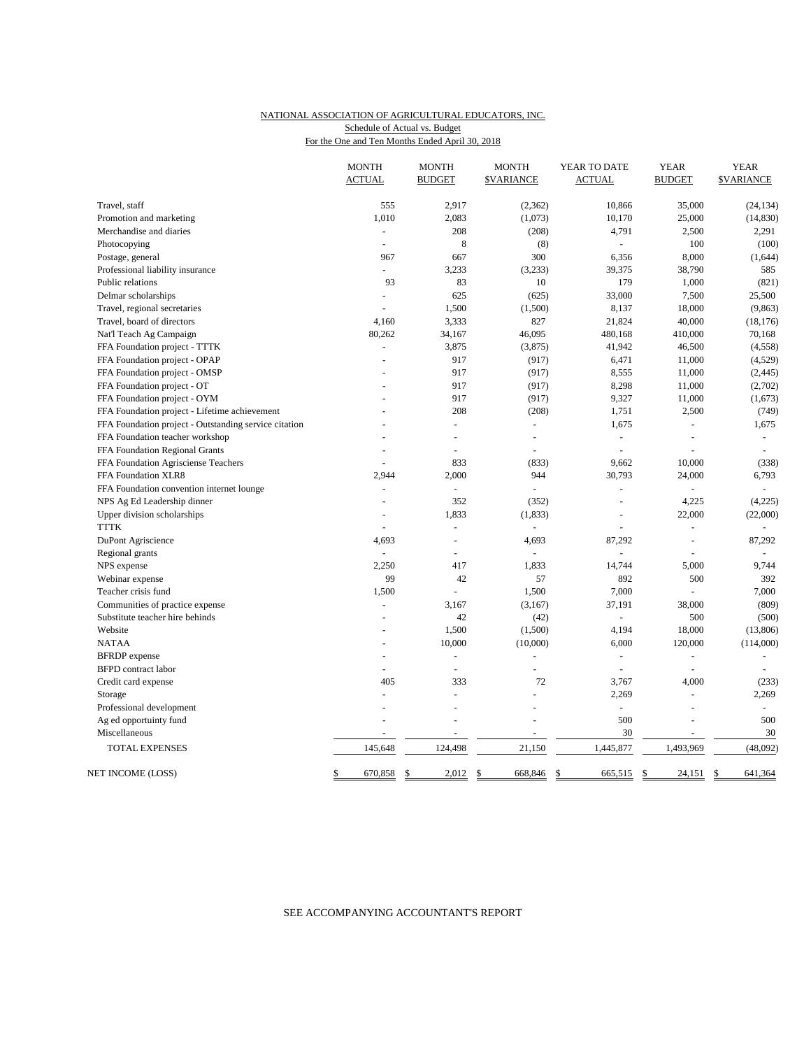NATIONAL ASSOCIATION OF AGRICULTURAL EDUCATORS, INC.

Schedule of Actual vs. Budget

For the One and Ten Months Ended April 30, 2018

| | MONTH ACTUAL | MONTH BUDGET | MONTH $VARIANCE | YEAR TO DATE ACTUAL | YEAR BUDGET | YEAR $VARIANCE |
|---|---|---|---|---|---|---|
| Travel, staff | 555 | 2,917 | (2,362) | 10,866 | 35,000 | (24,134) |
| Promotion and marketing | 1,010 | 2,083 | (1,073) | 10,170 | 25,000 | (14,830) |
| Merchandise and diaries | - | 208 | (208) | 4,791 | 2,500 | 2,291 |
| Photocopying | - | 8 | (8) | - | 100 | (100) |
| Postage, general | 967 | 667 | 300 | 6,356 | 8,000 | (1,644) |
| Professional liability insurance | - | 3,233 | (3,233) | 39,375 | 38,790 | 585 |
| Public relations | 93 | 83 | 10 | 179 | 1,000 | (821) |
| Delmar scholarships | - | 625 | (625) | 33,000 | 7,500 | 25,500 |
| Travel, regional secretaries | - | 1,500 | (1,500) | 8,137 | 18,000 | (9,863) |
| Travel, board of directors | 4,160 | 3,333 | 827 | 21,824 | 40,000 | (18,176) |
| Nat'l Teach Ag Campaign | 80,262 | 34,167 | 46,095 | 480,168 | 410,000 | 70,168 |
| FFA Foundation project - TTTK | - | 3,875 | (3,875) | 41,942 | 46,500 | (4,558) |
| FFA Foundation project - OPAP | - | 917 | (917) | 6,471 | 11,000 | (4,529) |
| FFA Foundation project - OMSP | - | 917 | (917) | 8,555 | 11,000 | (2,445) |
| FFA Foundation project - OT | - | 917 | (917) | 8,298 | 11,000 | (2,702) |
| FFA Foundation project - OYM | - | 917 | (917) | 9,327 | 11,000 | (1,673) |
| FFA Foundation project - Lifetime achievement | - | 208 | (208) | 1,751 | 2,500 | (749) |
| FFA Foundation project - Outstanding service citation | - | - | - | 1,675 | - | 1,675 |
| FFA Foundation teacher workshop | - | - | - | - | - | - |
| FFA Foundation Regional Grants | - | - | - | - | - | - |
| FFA Foundation Agrisciense Teachers | - | 833 | (833) | 9,662 | 10,000 | (338) |
| FFA Foundation XLR8 | 2,944 | 2,000 | 944 | 30,793 | 24,000 | 6,793 |
| FFA Foundation convention internet lounge | - | - | - | - | - | - |
| NPS Ag Ed Leadership dinner | - | 352 | (352) | - | 4,225 | (4,225) |
| Upper division scholarships | - | 1,833 | (1,833) | - | 22,000 | (22,000) |
| TTTK | - | - | - | - | - | - |
| DuPont Agriscience | 4,693 | - | 4,693 | 87,292 | - | 87,292 |
| Regional grants | - | - | - | - | - | - |
| NPS expense | 2,250 | 417 | 1,833 | 14,744 | 5,000 | 9,744 |
| Webinar expense | 99 | 42 | 57 | 892 | 500 | 392 |
| Teacher crisis fund | 1,500 | - | 1,500 | 7,000 | - | 7,000 |
| Communities of practice expense | - | 3,167 | (3,167) | 37,191 | 38,000 | (809) |
| Substitute teacher hire behinds | - | 42 | (42) | - | 500 | (500) |
| Website | - | 1,500 | (1,500) | 4,194 | 18,000 | (13,806) |
| NATAA | - | 10,000 | (10,000) | 6,000 | 120,000 | (114,000) |
| BFRDP expense | - | - | - | - | - | - |
| BFPD contract labor | - | - | - | - | - | - |
| Credit card expense | 405 | 333 | 72 | 3,767 | 4,000 | (233) |
| Storage | - | - | - | 2,269 | - | 2,269 |
| Professional development | - | - | - | - | - | - |
| Ag ed opportuinty fund | - | - | - | 500 | - | 500 |
| Miscellaneous | - | - | - | 30 | - | 30 |
| TOTAL EXPENSES | 145,648 | 124,498 | 21,150 | 1,445,877 | 1,493,969 | (48,092) |
| NET INCOME (LOSS) | $ 670,858 | $ 2,012 | $ 668,846 | $ 665,515 | $ 24,151 | $ 641,364 |

SEE ACCOMPANYING ACCOUNTANT'S REPORT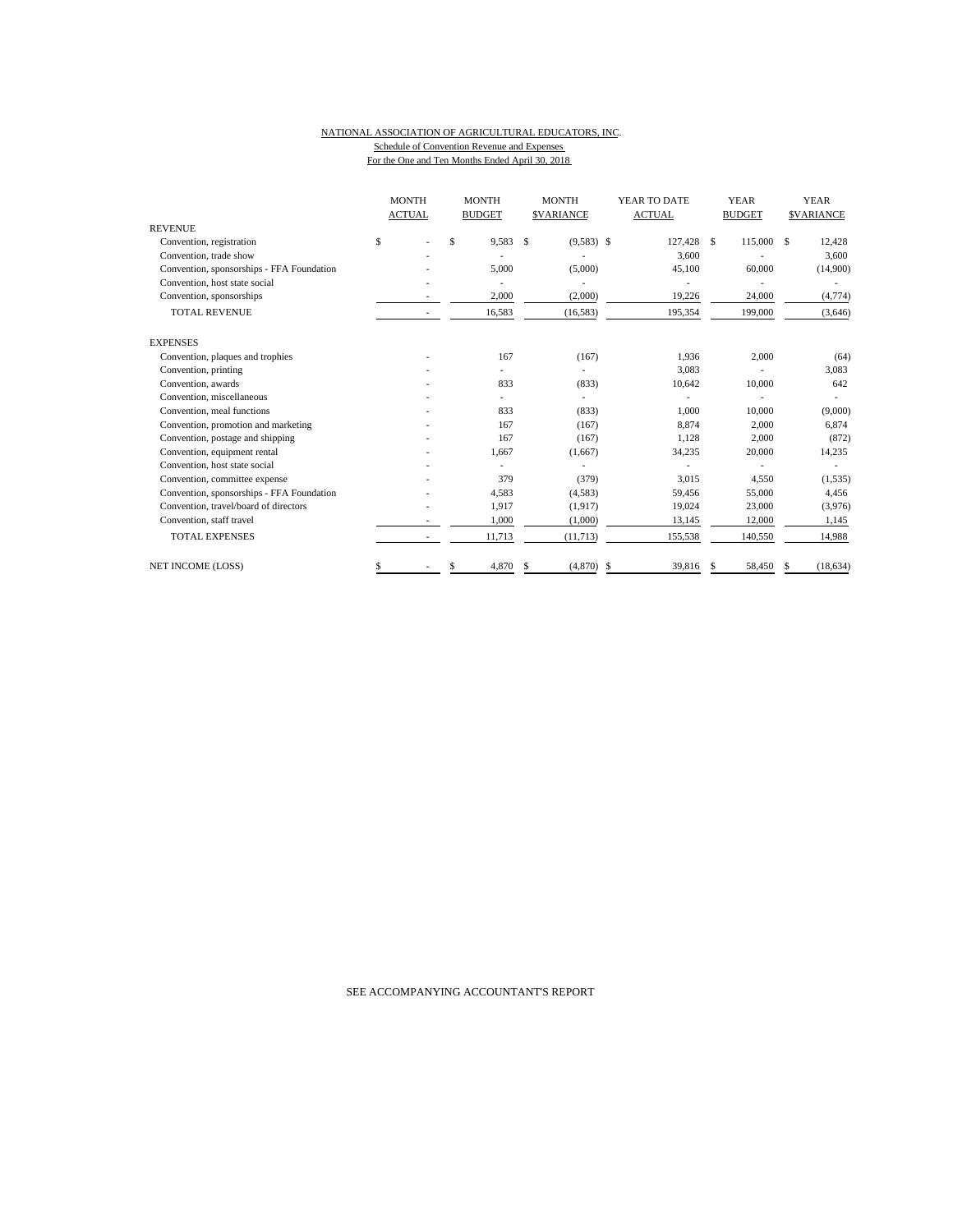NATIONAL ASSOCIATION OF AGRICULTURAL EDUCATORS, INC.

Schedule of Convention Revenue and Expenses

For the One and Ten Months Ended April 30, 2018

| | MONTH ACTUAL | MONTH BUDGET | MONTH $VARIANCE | YEAR TO DATE ACTUAL | YEAR BUDGET | YEAR $VARIANCE |
|---|---|---|---|---|---|---|
| REVENUE | | | | | | |
| Convention, registration | $ - | $ 9,583 | $ (9,583) | $ 127,428 | $ 115,000 | $ 12,428 |
| Convention, trade show | - | - | - | 3,600 | - | 3,600 |
| Convention, sponsorships - FFA Foundation | - | 5,000 | (5,000) | 45,100 | 60,000 | (14,900) |
| Convention, host state social | - | - | - | - | - | - |
| Convention, sponsorships | - | 2,000 | (2,000) | 19,226 | 24,000 | (4,774) |
| TOTAL REVENUE | - | 16,583 | (16,583) | 195,354 | 199,000 | (3,646) |
| EXPENSES | | | | | | |
| Convention, plaques and trophies | - | 167 | (167) | 1,936 | 2,000 | (64) |
| Convention, printing | - | - | - | 3,083 | - | 3,083 |
| Convention, awards | - | 833 | (833) | 10,642 | 10,000 | 642 |
| Convention, miscellaneous | - | - | - | - | - | - |
| Convention, meal functions | - | 833 | (833) | 1,000 | 10,000 | (9,000) |
| Convention, promotion and marketing | - | 167 | (167) | 8,874 | 2,000 | 6,874 |
| Convention, postage and shipping | - | 167 | (167) | 1,128 | 2,000 | (872) |
| Convention, equipment rental | - | 1,667 | (1,667) | 34,235 | 20,000 | 14,235 |
| Convention, host state social | - | - | - | - | - | - |
| Convention, committee expense | - | 379 | (379) | 3,015 | 4,550 | (1,535) |
| Convention, sponsorships - FFA Foundation | - | 4,583 | (4,583) | 59,456 | 55,000 | 4,456 |
| Convention, travel/board of directors | - | 1,917 | (1,917) | 19,024 | 23,000 | (3,976) |
| Convention, staff travel | - | 1,000 | (1,000) | 13,145 | 12,000 | 1,145 |
| TOTAL EXPENSES | - | 11,713 | (11,713) | 155,538 | 140,550 | 14,988 |
| NET INCOME (LOSS) | $ - | $ 4,870 | $ (4,870) | $ 39,816 | $ 58,450 | $ (18,634) |

SEE ACCOMPANYING ACCOUNTANT'S REPORT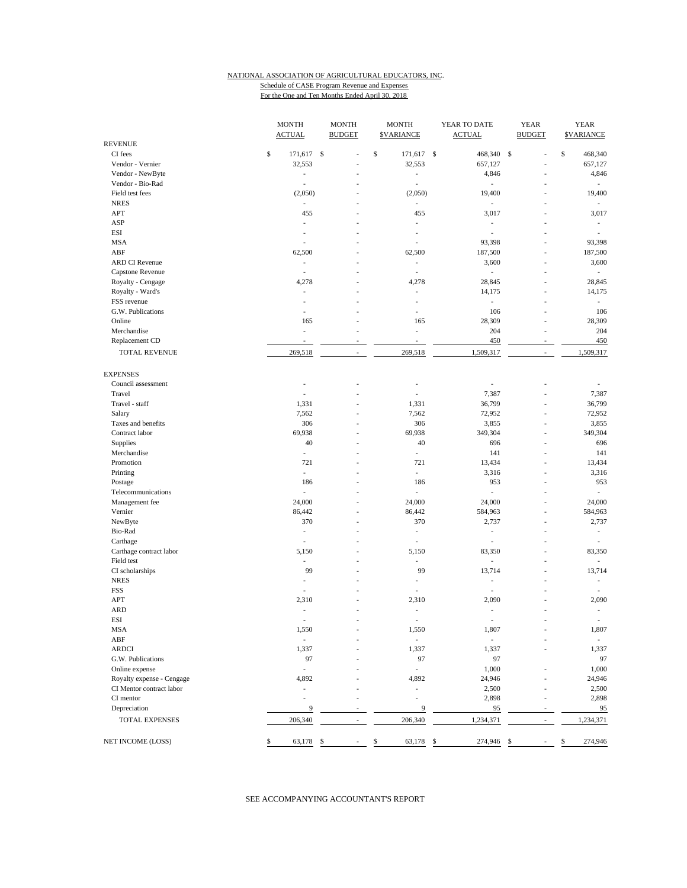NATIONAL ASSOCIATION OF AGRICULTURAL EDUCATORS, INC.

Schedule of CASE Program Revenue and Expenses

For the One and Ten Months Ended April 30, 2018

| | MONTH ACTUAL | MONTH BUDGET | MONTH $VARIANCE | YEAR TO DATE ACTUAL | YEAR BUDGET | YEAR $VARIANCE |
|---|---|---|---|---|---|---|
| REVENUE | | | | | | |
| CI fees | $ 171,617 | $ - | $ 171,617 | $ 468,340 | $ - | $ 468,340 |
| Vendor - Vernier | 32,553 | - | 32,553 | 657,127 | - | 657,127 |
| Vendor - NewByte | - | - | - | 4,846 | - | 4,846 |
| Vendor - Bio-Rad | - | - | - | - | - | - |
| Field test fees | (2,050) | - | (2,050) | 19,400 | - | 19,400 |
| NRES | - | - | - | - | - | - |
| APT | 455 | - | 455 | 3,017 | - | 3,017 |
| ASP | - | - | - | - | - | - |
| ESI | - | - | - | - | - | - |
| MSA | - | - | - | 93,398 | - | 93,398 |
| ABF | 62,500 | - | 62,500 | 187,500 | - | 187,500 |
| ARD CI Revenue | - | - | - | 3,600 | - | 3,600 |
| Capstone Revenue | - | - | - | - | - | - |
| Royalty - Cengage | 4,278 | - | 4,278 | 28,845 | - | 28,845 |
| Royalty - Ward's | - | - | - | 14,175 | - | 14,175 |
| FSS revenue | - | - | - | - | - | - |
| G.W. Publications | - | - | - | 106 | - | 106 |
| Online | 165 | - | 165 | 28,309 | - | 28,309 |
| Merchandise | - | - | - | 204 | - | 204 |
| Replacement CD | - | - | - | 450 | - | 450 |
| TOTAL REVENUE | 269,518 | - | 269,518 | 1,509,317 | - | 1,509,317 |
| EXPENSES | | | | | | |
| Council assessment | - | - | - | - | - | - |
| Travel | - | - | - | 7,387 | - | 7,387 |
| Travel - staff | 1,331 | - | 1,331 | 36,799 | - | 36,799 |
| Salary | 7,562 | - | 7,562 | 72,952 | - | 72,952 |
| Taxes and benefits | 306 | - | 306 | 3,855 | - | 3,855 |
| Contract labor | 69,938 | - | 69,938 | 349,304 | - | 349,304 |
| Supplies | 40 | - | 40 | 696 | - | 696 |
| Merchandise | - | - | - | 141 | - | 141 |
| Promotion | 721 | - | 721 | 13,434 | - | 13,434 |
| Printing | - | - | - | 3,316 | - | 3,316 |
| Postage | 186 | - | 186 | 953 | - | 953 |
| Telecommunications | - | - | - | - | - | - |
| Management fee | 24,000 | - | 24,000 | 24,000 | - | 24,000 |
| Vernier | 86,442 | - | 86,442 | 584,963 | - | 584,963 |
| NewByte | 370 | - | 370 | 2,737 | - | 2,737 |
| Bio-Rad | - | - | - | - | - | - |
| Carthage | - | - | - | - | - | - |
| Carthage contract labor | 5,150 | - | 5,150 | 83,350 | - | 83,350 |
| Field test | - | - | - | - | - | - |
| CI scholarships | 99 | - | 99 | 13,714 | - | 13,714 |
| NRES | - | - | - | - | - | - |
| FSS | - | - | - | - | - | - |
| APT | 2,310 | - | 2,310 | 2,090 | - | 2,090 |
| ARD | - | - | - | - | - | - |
| ESI | - | - | - | - | - | - |
| MSA | 1,550 | - | 1,550 | 1,807 | - | 1,807 |
| ABF | - | - | - | - | - | - |
| ARDCI | 1,337 | - | 1,337 | 1,337 | - | 1,337 |
| G.W. Publications | 97 | - | 97 | 97 | | 97 |
| Online expense | - | - | - | 1,000 | - | 1,000 |
| Royalty expense - Cengage | 4,892 | - | 4,892 | 24,946 | - | 24,946 |
| CI Mentor contract labor | - | - | - | 2,500 | - | 2,500 |
| CI mentor | - | - | - | 2,898 | - | 2,898 |
| Depreciation | 9 | - | 9 | 95 | - | 95 |
| TOTAL EXPENSES | 206,340 | - | 206,340 | 1,234,371 | - | 1,234,371 |
| NET INCOME (LOSS) | $ 63,178 | $ - | $ 63,178 | $ 274,946 | $ - | $ 274,946 |

SEE ACCOMPANYING ACCOUNTANT'S REPORT